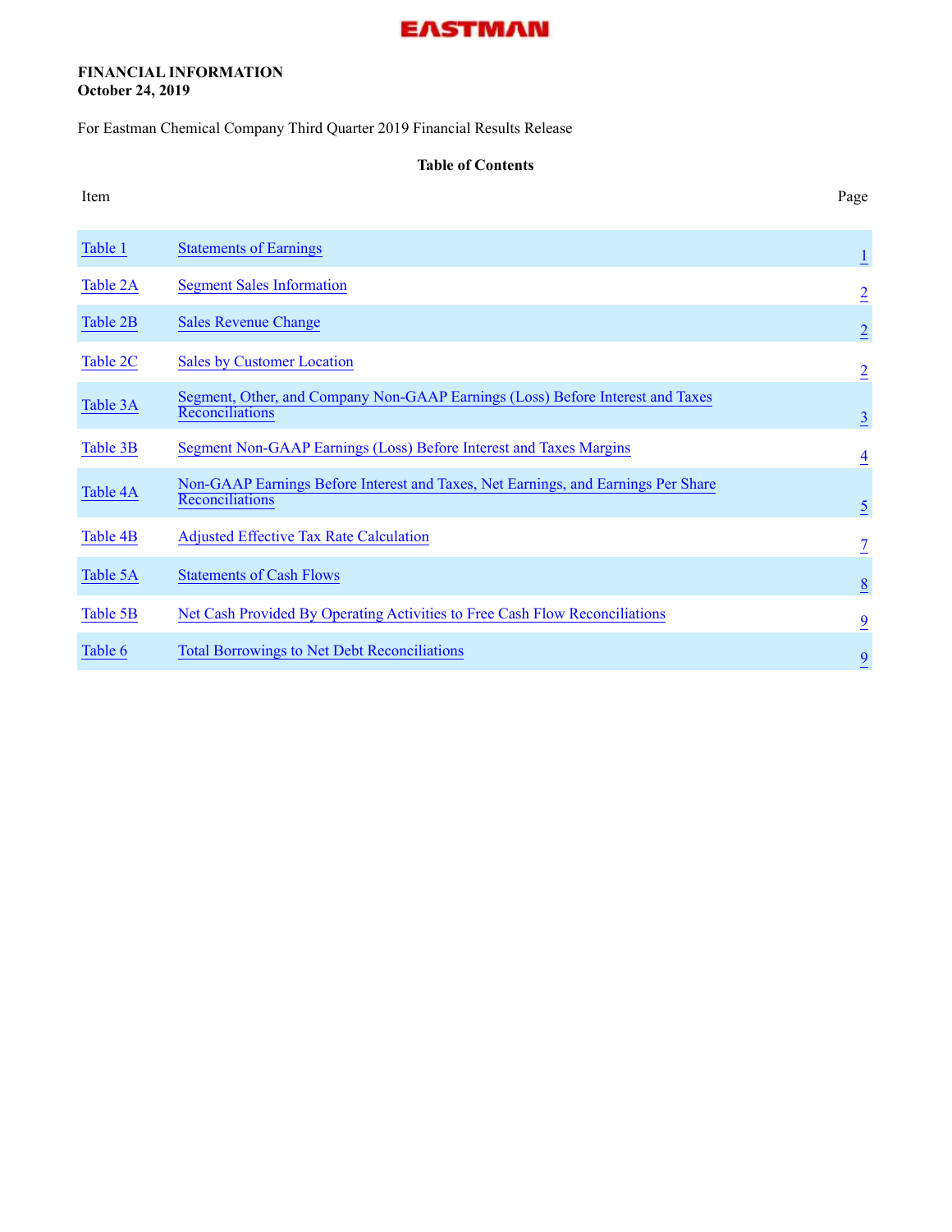EASTMAN

**FINANCIAL INFORMATION**
**October 24, 2019**

For Eastman Chemical Company Third Quarter 2019 Financial Results Release

### Table of Contents

| Item | | Page |
| --- | --- | --- |
| Table 1 | Statements of Earnings | 1 |
| Table 2A | Segment Sales Information | 2 |
| Table 2B | Sales Revenue Change | 2 |
| Table 2C | Sales by Customer Location | 2 |
| Table 3A | Segment, Other, and Company Non-GAAP Earnings (Loss) Before Interest and Taxes Reconciliations | 3 |
| Table 3B | Segment Non-GAAP Earnings (Loss) Before Interest and Taxes Margins | 4 |
| Table 4A | Non-GAAP Earnings Before Interest and Taxes, Net Earnings, and Earnings Per Share Reconciliations | 5 |
| Table 4B | Adjusted Effective Tax Rate Calculation | 7 |
| Table 5A | Statements of Cash Flows | 8 |
| Table 5B | Net Cash Provided By Operating Activities to Free Cash Flow Reconciliations | 9 |
| Table 6 | Total Borrowings to Net Debt Reconciliations | 9 |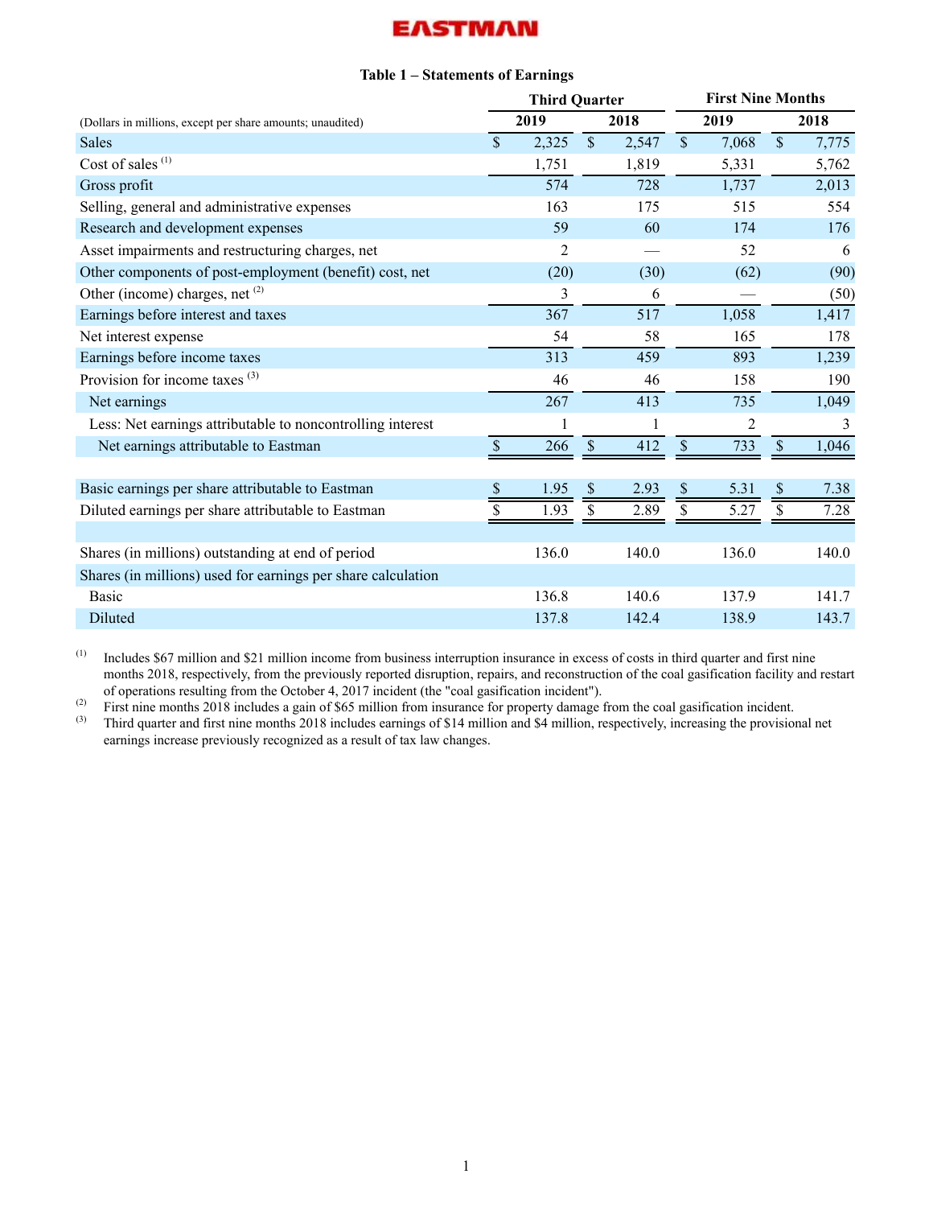**EASTMAN**

### Table 1 – Statements of Earnings

| (Dollars in millions, except per share amounts; unaudited) | Third Quarter | | First Nine Months | |
|---|---|---|---|---|
| | 2019 | 2018 | 2019 | 2018 |
| Sales | $ 2,325 | $ 2,547 | $ 7,068 | $ 7,775 |
| Cost of sales [(1)] | 1,751 | 1,819 | 5,331 | 5,762 |
| Gross profit | 574 | 728 | 1,737 | 2,013 |
| Selling, general and administrative expenses | 163 | 175 | 515 | 554 |
| Research and development expenses | 59 | 60 | 174 | 176 |
| Asset impairments and restructuring charges, net | 2 | — | 52 | 6 |
| Other components of post-employment (benefit) cost, net | (20) | (30) | (62) | (90) |
| Other (income) charges, net [(2)] | 3 | 6 | — | (50) |
| Earnings before interest and taxes | 367 | 517 | 1,058 | 1,417 |
| Net interest expense | 54 | 58 | 165 | 178 |
| Earnings before income taxes | 313 | 459 | 893 | 1,239 |
| Provision for income taxes [(3)] | 46 | 46 | 158 | 190 |
| Net earnings | 267 | 413 | 735 | 1,049 |
| Less: Net earnings attributable to noncontrolling interest | 1 | 1 | 2 | 3 |
| Net earnings attributable to Eastman | $ 266 | $ 412 | $ 733 | $ 1,046 |
| | | | | |
| Basic earnings per share attributable to Eastman | $ 1.95 | $ 2.93 | $ 5.31 | $ 7.38 |
| Diluted earnings per share attributable to Eastman | $ 1.93 | $ 2.89 | $ 5.27 | $ 7.28 |
| | | | | |
| Shares (in millions) outstanding at end of period | 136.0 | 140.0 | 136.0 | 140.0 |
| Shares (in millions) used for earnings per share calculation | | | | |
| Basic | 136.8 | 140.6 | 137.9 | 141.7 |
| Diluted | 137.8 | 142.4 | 138.9 | 143.7 |

(1) Includes $67 million and $21 million income from business interruption insurance in excess of costs in third quarter and first nine months 2018, respectively, from the previously reported disruption, repairs, and reconstruction of the coal gasification facility and restart of operations resulting from the October 4, 2017 incident (the "coal gasification incident").

(2) First nine months 2018 includes a gain of $65 million from insurance for property damage from the coal gasification incident.

(3) Third quarter and first nine months 2018 includes earnings of $14 million and $4 million, respectively, increasing the provisional net earnings increase previously recognized as a result of tax law changes.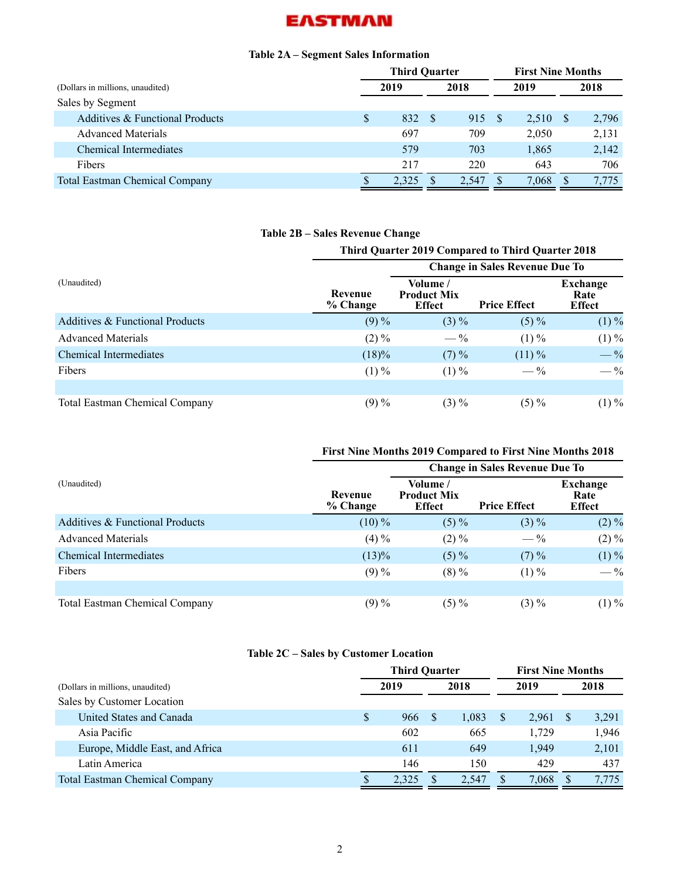EASTMAN

## Table 2A – Segment Sales Information

| (Dollars in millions, unaudited) | Third Quarter | | First Nine Months | |
|---|---|---|---|---|
| | 2019 | 2018 | 2019 | 2018 |
| Sales by Segment | | | | |
| Additives & Functional Products | $ 832 | $ 915 | $ 2,510 | $ 2,796 |
| Advanced Materials | 697 | 709 | 2,050 | 2,131 |
| Chemical Intermediates | 579 | 703 | 1,865 | 2,142 |
| Fibers | 217 | 220 | 643 | 706 |
| Total Eastman Chemical Company | $ 2,325 | $ 2,547 | $ 7,068 | $ 7,775 |

## Table 2B – Sales Revenue Change

| (Unaudited) | Third Quarter 2019 Compared to Third Quarter 2018 | | | |
|---|---|---|---|---|
| | | Change in Sales Revenue Due To | | |
| | Revenue % Change | Volume / Product Mix Effect | Price Effect | Exchange Rate Effect |
| Additives & Functional Products | (9) % | (3) % | (5) % | (1) % |
| Advanced Materials | (2) % | — % | (1) % | (1) % |
| Chemical Intermediates | (18)% | (7) % | (11) % | — % |
| Fibers | (1) % | (1) % | — % | — % |
| | | | | |
| Total Eastman Chemical Company | (9) % | (3) % | (5) % | (1) % |

| (Unaudited) | First Nine Months 2019 Compared to First Nine Months 2018 | | | |
|---|---|---|---|---|
| | | Change in Sales Revenue Due To | | |
| | Revenue % Change | Volume / Product Mix Effect | Price Effect | Exchange Rate Effect |
| Additives & Functional Products | (10) % | (5) % | (3) % | (2) % |
| Advanced Materials | (4) % | (2) % | — % | (2) % |
| Chemical Intermediates | (13)% | (5) % | (7) % | (1) % |
| Fibers | (9) % | (8) % | (1) % | — % |
| | | | | |
| Total Eastman Chemical Company | (9) % | (5) % | (3) % | (1) % |

## Table 2C – Sales by Customer Location

| (Dollars in millions, unaudited) | Third Quarter | | First Nine Months | |
|---|---|---|---|---|
| | 2019 | 2018 | 2019 | 2018 |
| Sales by Customer Location | | | | |
| United States and Canada | $ 966 | $ 1,083 | $ 2,961 | $ 3,291 |
| Asia Pacific | 602 | 665 | 1,729 | 1,946 |
| Europe, Middle East, and Africa | 611 | 649 | 1,949 | 2,101 |
| Latin America | 146 | 150 | 429 | 437 |
| Total Eastman Chemical Company | $ 2,325 | $ 2,547 | $ 7,068 | $ 7,775 |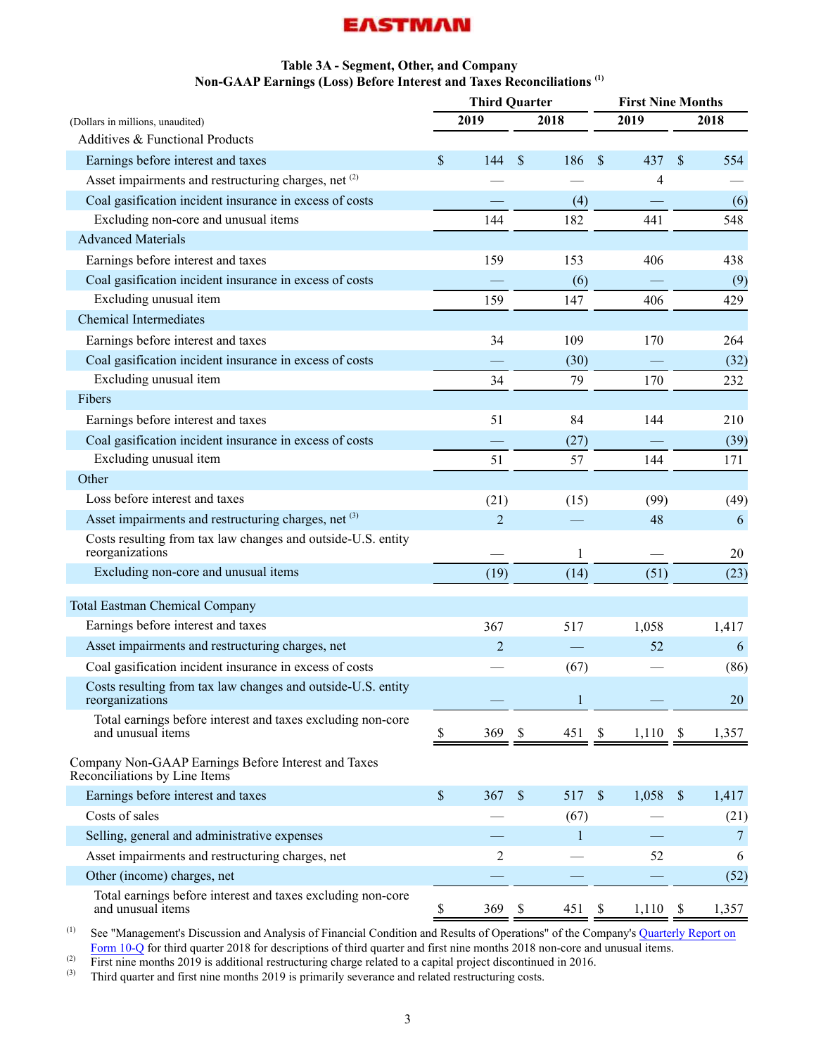# Table 3A - Segment, Other, and Company Non-GAAP Earnings (Loss) Before Interest and Taxes Reconciliations [(1)]

| (Dollars in millions, unaudited) | Third Quarter 2019 | Third Quarter 2018 | First Nine Months 2019 | First Nine Months 2018 |
|---|---|---|---|---|
| **Additives & Functional Products** | | | | |
| Earnings before interest and taxes | $ 144 | $ 186 | $ 437 | $ 554 |
| Asset impairments and restructuring charges, net [(2)] | — | — | 4 | — |
| Coal gasification incident insurance in excess of costs | — | (4) | — | (6) |
| Excluding non-core and unusual items | 144 | 182 | 441 | 548 |
| **Advanced Materials** | | | | |
| Earnings before interest and taxes | 159 | 153 | 406 | 438 |
| Coal gasification incident insurance in excess of costs | — | (6) | — | (9) |
| Excluding unusual item | 159 | 147 | 406 | 429 |
| **Chemical Intermediates** | | | | |
| Earnings before interest and taxes | 34 | 109 | 170 | 264 |
| Coal gasification incident insurance in excess of costs | — | (30) | — | (32) |
| Excluding unusual item | 34 | 79 | 170 | 232 |
| **Fibers** | | | | |
| Earnings before interest and taxes | 51 | 84 | 144 | 210 |
| Coal gasification incident insurance in excess of costs | — | (27) | — | (39) |
| Excluding unusual item | 51 | 57 | 144 | 171 |
| **Other** | | | | |
| Loss before interest and taxes | (21) | (15) | (99) | (49) |
| Asset impairments and restructuring charges, net [(3)] | 2 | — | 48 | 6 |
| Costs resulting from tax law changes and outside-U.S. entity reorganizations | — | 1 | — | 20 |
| Excluding non-core and unusual items | (19) | (14) | (51) | (23) |
| | | | | |
| **Total Eastman Chemical Company** | | | | |
| Earnings before interest and taxes | 367 | 517 | 1,058 | 1,417 |
| Asset impairments and restructuring charges, net | 2 | — | 52 | 6 |
| Coal gasification incident insurance in excess of costs | — | (67) | — | (86) |
| Costs resulting from tax law changes and outside-U.S. entity reorganizations | — | 1 | — | 20 |
| Total earnings before interest and taxes excluding non-core and unusual items | $ 369 | $ 451 | $ 1,110 | $ 1,357 |
| | | | | |
| **Company Non-GAAP Earnings Before Interest and Taxes Reconciliations by Line Items** | | | | |
| Earnings before interest and taxes | $ 367 | $ 517 | $ 1,058 | $ 1,417 |
| Costs of sales | — | (67) | — | (21) |
| Selling, general and administrative expenses | — | 1 | — | 7 |
| Asset impairments and restructuring charges, net | 2 | — | 52 | 6 |
| Other (income) charges, net | — | — | — | (52) |
| Total earnings before interest and taxes excluding non-core and unusual items | $ 369 | $ 451 | $ 1,110 | $ 1,357 |

(1) See "Management's Discussion and Analysis of Financial Condition and Results of Operations" of the Company's Quarterly Report on Form 10-Q for third quarter 2018 for descriptions of third quarter and first nine months 2018 non-core and unusual items.

(2) First nine months 2019 is additional restructuring charge related to a capital project discontinued in 2016.

(3) Third quarter and first nine months 2019 is primarily severance and related restructuring costs.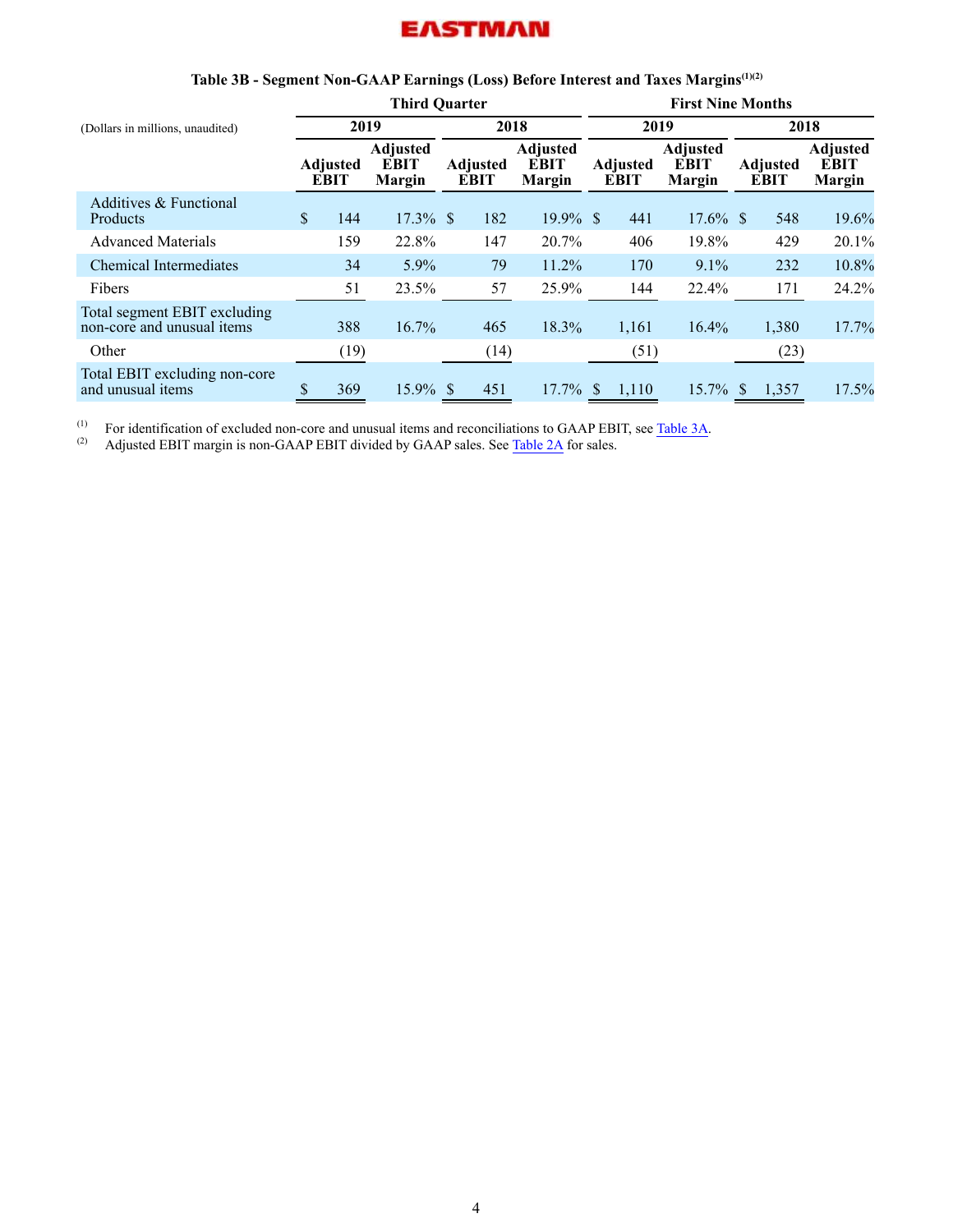EASTMAN

### Table 3B - Segment Non-GAAP Earnings (Loss) Before Interest and Taxes Margins[(1)(2)]

| (Dollars in millions, unaudited) | Third Quarter | | | | First Nine Months | | | |
|---|---|---|---|---|---|---|---|---|
| | 2019 | | 2018 | | 2019 | | 2018 | |
| | Adjusted EBIT | Adjusted EBIT Margin | Adjusted EBIT | Adjusted EBIT Margin | Adjusted EBIT | Adjusted EBIT Margin | Adjusted EBIT | Adjusted EBIT Margin |
| Additives & Functional Products | $ 144 | 17.3% | $ 182 | 19.9% | $ 441 | 17.6% | $ 548 | 19.6% |
| Advanced Materials | 159 | 22.8% | 147 | 20.7% | 406 | 19.8% | 429 | 20.1% |
| Chemical Intermediates | 34 | 5.9% | 79 | 11.2% | 170 | 9.1% | 232 | 10.8% |
| Fibers | 51 | 23.5% | 57 | 25.9% | 144 | 22.4% | 171 | 24.2% |
| Total segment EBIT excluding non-core and unusual items | 388 | 16.7% | 465 | 18.3% | 1,161 | 16.4% | 1,380 | 17.7% |
| Other | (19) | | (14) | | (51) | | (23) | |
| Total EBIT excluding non-core and unusual items | $ 369 | 15.9% | $ 451 | 17.7% | $ 1,110 | 15.7% | $ 1,357 | 17.5% |

(1) For identification of excluded non-core and unusual items and reconciliations to GAAP EBIT, see Table 3A.

(2) Adjusted EBIT margin is non-GAAP EBIT divided by GAAP sales. See Table 2A for sales.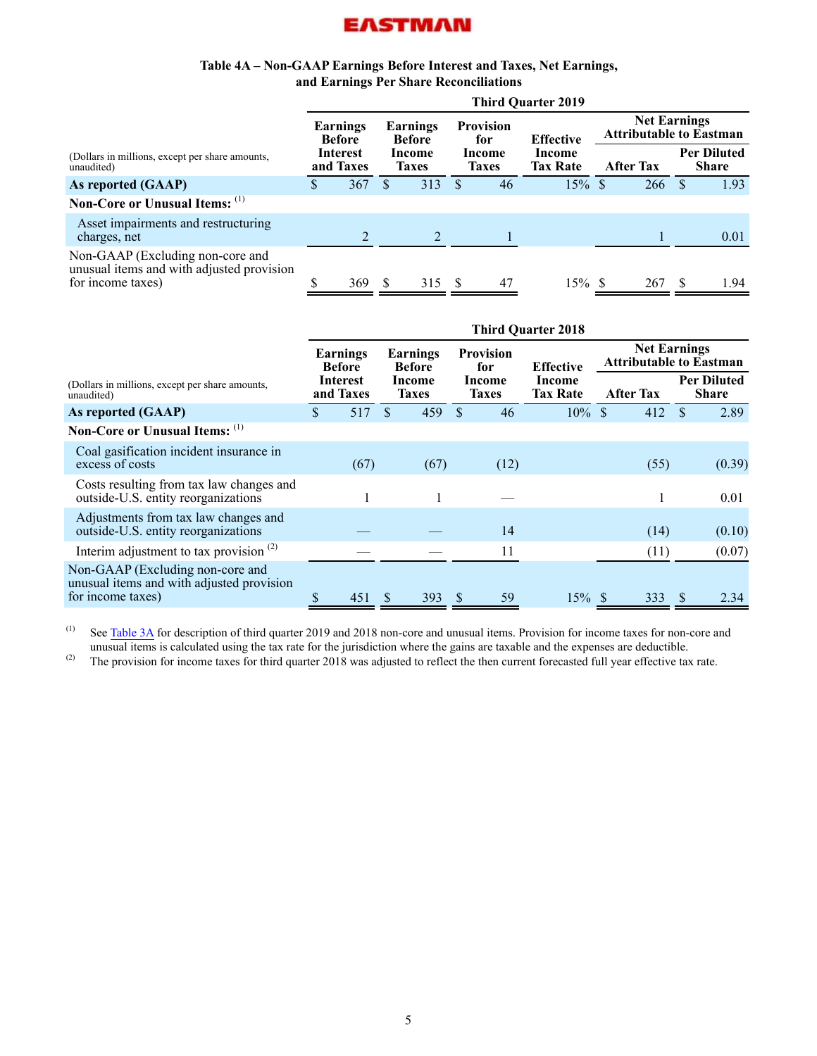### Table 4A – Non-GAAP Earnings Before Interest and Taxes, Net Earnings, and Earnings Per Share Reconciliations

| (Dollars in millions, except per share amounts, unaudited) | Third Quarter 2019 | | | | | |
|---|---|---|---|---|---|---|
| | Earnings Before Interest and Taxes | Earnings Before Income Taxes | Provision for Income Taxes | Effective Income Tax Rate | Net Earnings Attributable to Eastman | |
| | | | | | After Tax | Per Diluted Share |
| **As reported (GAAP)** | $ 367 | $ 313 | $ 46 | 15% | $ 266 | $ 1.93 |
| **Non-Core or Unusual Items:** [(1)] | | | | | | |
| Asset impairments and restructuring charges, net | 2 | 2 | 1 | | 1 | 0.01 |
| Non-GAAP (Excluding non-core and unusual items and with adjusted provision for income taxes) | $ 369 | $ 315 | $ 47 | 15% | $ 267 | $ 1.94 |

| (Dollars in millions, except per share amounts, unaudited) | Third Quarter 2018 | | | | | |
|---|---|---|---|---|---|---|
| | Earnings Before Interest and Taxes | Earnings Before Income Taxes | Provision for Income Taxes | Effective Income Tax Rate | Net Earnings Attributable to Eastman | |
| | | | | | After Tax | Per Diluted Share |
| **As reported (GAAP)** | $ 517 | $ 459 | $ 46 | 10% | $ 412 | $ 2.89 |
| **Non-Core or Unusual Items:** [(1)] | | | | | | |
| Coal gasification incident insurance in excess of costs | (67) | (67) | (12) | | (55) | (0.39) |
| Costs resulting from tax law changes and outside-U.S. entity reorganizations | 1 | 1 | — | | 1 | 0.01 |
| Adjustments from tax law changes and outside-U.S. entity reorganizations | — | — | 14 | | (14) | (0.10) |
| Interim adjustment to tax provision [(2)] | — | — | 11 | | (11) | (0.07) |
| Non-GAAP (Excluding non-core and unusual items and with adjusted provision for income taxes) | $ 451 | $ 393 | $ 59 | 15% | $ 333 | $ 2.34 |

(1) See Table 3A for description of third quarter 2019 and 2018 non-core and unusual items. Provision for income taxes for non-core and unusual items is calculated using the tax rate for the jurisdiction where the gains are taxable and the expenses are deductible.

(2) The provision for income taxes for third quarter 2018 was adjusted to reflect the then current forecasted full year effective tax rate.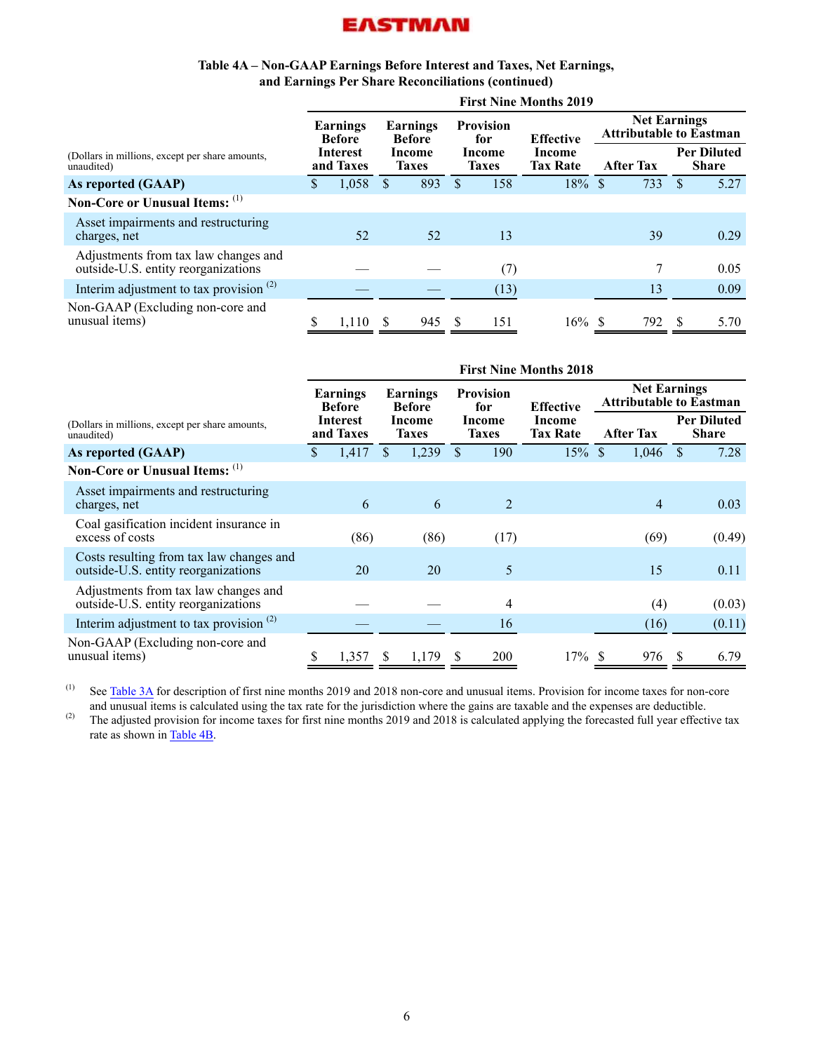**EASTMAN**

**Table 4A – Non-GAAP Earnings Before Interest and Taxes, Net Earnings, and Earnings Per Share Reconciliations (continued)**

| (Dollars in millions, except per share amounts, unaudited) | First Nine Months 2019 | | | | | |
|---|---|---|---|---|---|---|
| | Earnings Before Interest and Taxes | Earnings Before Income Taxes | Provision for Income Taxes | Effective Income Tax Rate | Net Earnings Attributable to Eastman | |
| | | | | | After Tax | Per Diluted Share |
| **As reported (GAAP)** | $ 1,058 | $ 893 | $ 158 | 18% | $ 733 | $ 5.27 |
| **Non-Core or Unusual Items:** [1] | | | | | | |
| Asset impairments and restructuring charges, net | 52 | 52 | 13 | | 39 | 0.29 |
| Adjustments from tax law changes and outside-U.S. entity reorganizations | — | — | (7) | | 7 | 0.05 |
| Interim adjustment to tax provision [2] | — | — | (13) | | 13 | 0.09 |
| Non-GAAP (Excluding non-core and unusual items) | $ 1,110 | $ 945 | $ 151 | 16% | $ 792 | $ 5.70 |

| (Dollars in millions, except per share amounts, unaudited) | First Nine Months 2018 | | | | | |
|---|---|---|---|---|---|---|
| | Earnings Before Interest and Taxes | Earnings Before Income Taxes | Provision for Income Taxes | Effective Income Tax Rate | Net Earnings Attributable to Eastman | |
| | | | | | After Tax | Per Diluted Share |
| **As reported (GAAP)** | $ 1,417 | $ 1,239 | $ 190 | 15% | $ 1,046 | $ 7.28 |
| **Non-Core or Unusual Items:** [1] | | | | | | |
| Asset impairments and restructuring charges, net | 6 | 6 | 2 | | 4 | 0.03 |
| Coal gasification incident insurance in excess of costs | (86) | (86) | (17) | | (69) | (0.49) |
| Costs resulting from tax law changes and outside-U.S. entity reorganizations | 20 | 20 | 5 | | 15 | 0.11 |
| Adjustments from tax law changes and outside-U.S. entity reorganizations | — | — | 4 | | (4) | (0.03) |
| Interim adjustment to tax provision [2] | — | — | 16 | | (16) | (0.11) |
| Non-GAAP (Excluding non-core and unusual items) | $ 1,357 | $ 1,179 | $ 200 | 17% | $ 976 | $ 6.79 |

(1) See Table 3A for description of first nine months 2019 and 2018 non-core and unusual items. Provision for income taxes for non-core and unusual items is calculated using the tax rate for the jurisdiction where the gains are taxable and the expenses are deductible.

(2) The adjusted provision for income taxes for first nine months 2019 and 2018 is calculated applying the forecasted full year effective tax rate as shown in Table 4B.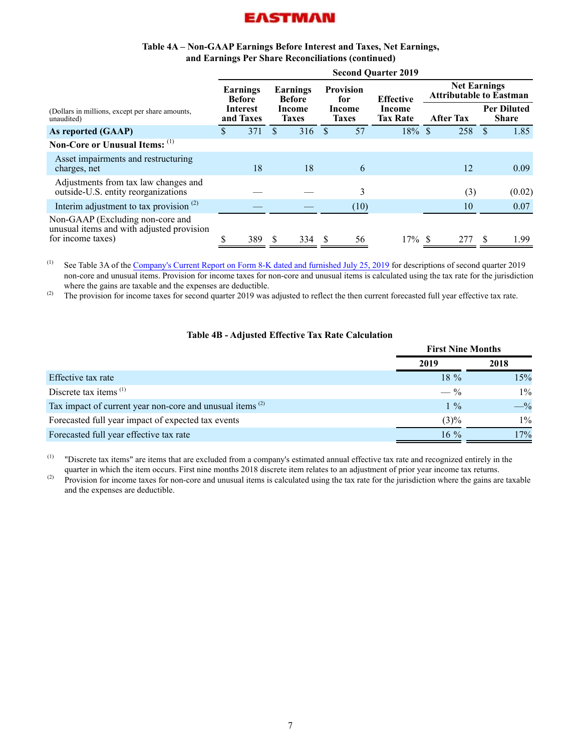EASTMAN

### Table 4A – Non-GAAP Earnings Before Interest and Taxes, Net Earnings, and Earnings Per Share Reconciliations (continued)

| (Dollars in millions, except per share amounts, unaudited) | Second Quarter 2019 | | | | | |
|---|---|---|---|---|---|---|
| | Earnings Before Interest and Taxes | Earnings Before Income Taxes | Provision for Income Taxes | Effective Income Tax Rate | Net Earnings Attributable to Eastman | |
| | | | | | After Tax | Per Diluted Share |
| **As reported (GAAP)** | $ 371 | $ 316 | $ 57 | 18% | $ 258 | $ 1.85 |
| **Non-Core or Unusual Items:** [1] | | | | | | |
| Asset impairments and restructuring charges, net | 18 | 18 | 6 | | 12 | 0.09 |
| Adjustments from tax law changes and outside-U.S. entity reorganizations | — | — | 3 | | (3) | (0.02) |
| Interim adjustment to tax provision [2] | — | — | (10) | | 10 | 0.07 |
| Non-GAAP (Excluding non-core and unusual items and with adjusted provision for income taxes) | $ 389 | $ 334 | $ 56 | 17% | $ 277 | $ 1.99 |

(1) See Table 3A of the Company's Current Report on Form 8-K dated and furnished July 25, 2019 for descriptions of second quarter 2019 non-core and unusual items. Provision for income taxes for non-core and unusual items is calculated using the tax rate for the jurisdiction where the gains are taxable and the expenses are deductible.

(2) The provision for income taxes for second quarter 2019 was adjusted to reflect the then current forecasted full year effective tax rate.

### Table 4B - Adjusted Effective Tax Rate Calculation

| | First Nine Months | |
|---|---|---|
| | 2019 | 2018 |
| Effective tax rate | 18 % | 15% |
| Discrete tax items [1] | — % | 1% |
| Tax impact of current year non-core and unusual items [2] | 1 % | —% |
| Forecasted full year impact of expected tax events | (3)% | 1% |
| Forecasted full year effective tax rate | 16 % | 17% |

(1) "Discrete tax items" are items that are excluded from a company's estimated annual effective tax rate and recognized entirely in the quarter in which the item occurs. First nine months 2018 discrete item relates to an adjustment of prior year income tax returns.

(2) Provision for income taxes for non-core and unusual items is calculated using the tax rate for the jurisdiction where the gains are taxable and the expenses are deductible.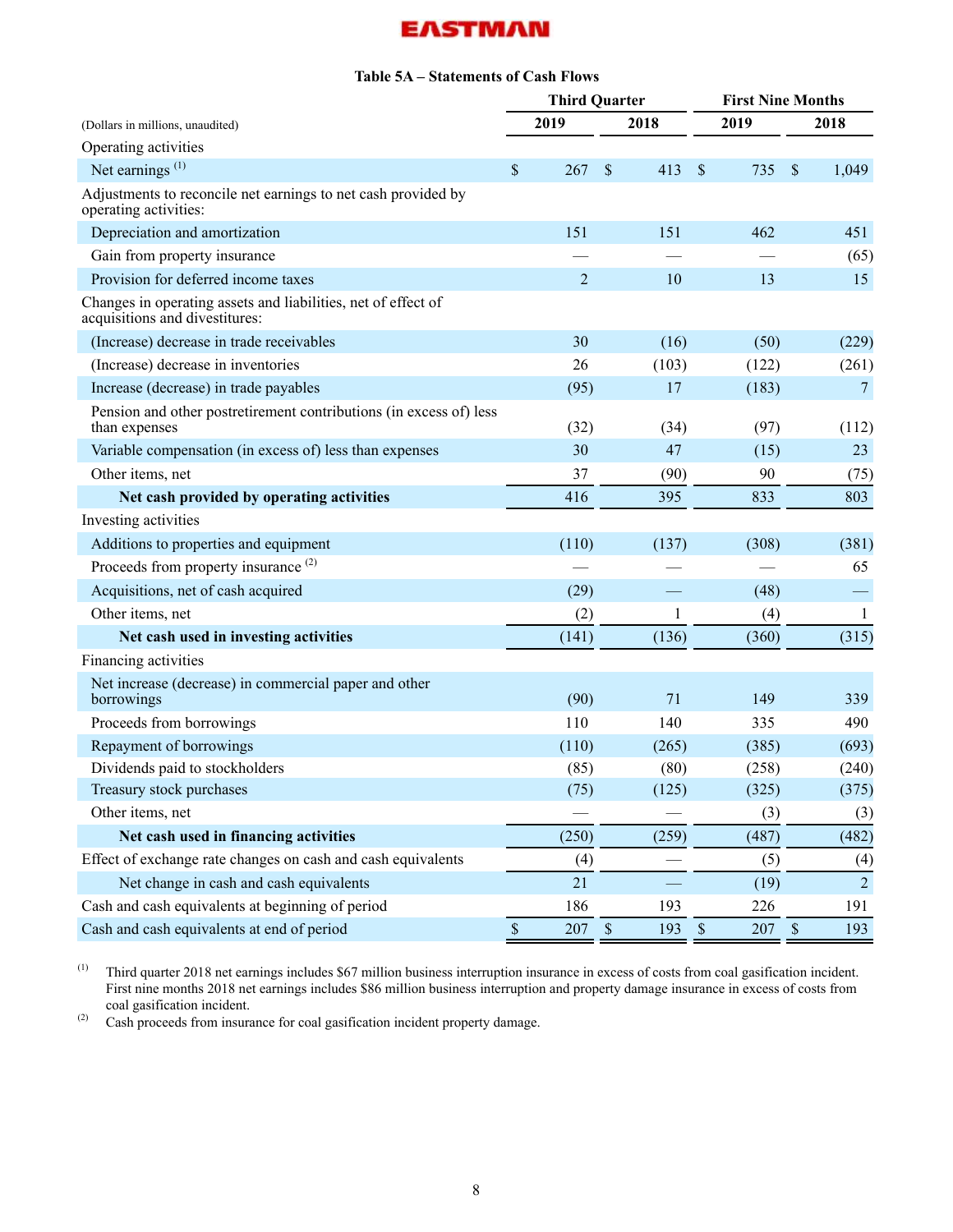EASTMAN

**Table 5A – Statements of Cash Flows**

| (Dollars in millions, unaudited) | Third Quarter | | First Nine Months | |
|---|---|---|---|---|
| | 2019 | 2018 | 2019 | 2018 |
| Operating activities | | | | |
| Net earnings [(1)] | $ 267 | $ 413 | $ 735 | $ 1,049 |
| Adjustments to reconcile net earnings to net cash provided by operating activities: | | | | |
| Depreciation and amortization | 151 | 151 | 462 | 451 |
| Gain from property insurance | — | — | — | (65) |
| Provision for deferred income taxes | 2 | 10 | 13 | 15 |
| Changes in operating assets and liabilities, net of effect of acquisitions and divestitures: | | | | |
| (Increase) decrease in trade receivables | 30 | (16) | (50) | (229) |
| (Increase) decrease in inventories | 26 | (103) | (122) | (261) |
| Increase (decrease) in trade payables | (95) | 17 | (183) | 7 |
| Pension and other postretirement contributions (in excess of) less than expenses | (32) | (34) | (97) | (112) |
| Variable compensation (in excess of) less than expenses | 30 | 47 | (15) | 23 |
| Other items, net | 37 | (90) | 90 | (75) |
| **Net cash provided by operating activities** | 416 | 395 | 833 | 803 |
| Investing activities | | | | |
| Additions to properties and equipment | (110) | (137) | (308) | (381) |
| Proceeds from property insurance [(2)] | — | — | — | 65 |
| Acquisitions, net of cash acquired | (29) | — | (48) | — |
| Other items, net | (2) | 1 | (4) | 1 |
| **Net cash used in investing activities** | (141) | (136) | (360) | (315) |
| Financing activities | | | | |
| Net increase (decrease) in commercial paper and other borrowings | (90) | 71 | 149 | 339 |
| Proceeds from borrowings | 110 | 140 | 335 | 490 |
| Repayment of borrowings | (110) | (265) | (385) | (693) |
| Dividends paid to stockholders | (85) | (80) | (258) | (240) |
| Treasury stock purchases | (75) | (125) | (325) | (375) |
| Other items, net | — | — | (3) | (3) |
| **Net cash used in financing activities** | (250) | (259) | (487) | (482) |
| Effect of exchange rate changes on cash and cash equivalents | (4) | — | (5) | (4) |
| Net change in cash and cash equivalents | 21 | — | (19) | 2 |
| Cash and cash equivalents at beginning of period | 186 | 193 | 226 | 191 |
| Cash and cash equivalents at end of period | $ 207 | $ 193 | $ 207 | $ 193 |

(1) Third quarter 2018 net earnings includes $67 million business interruption insurance in excess of costs from coal gasification incident. First nine months 2018 net earnings includes $86 million business interruption and property damage insurance in excess of costs from coal gasification incident.

(2) Cash proceeds from insurance for coal gasification incident property damage.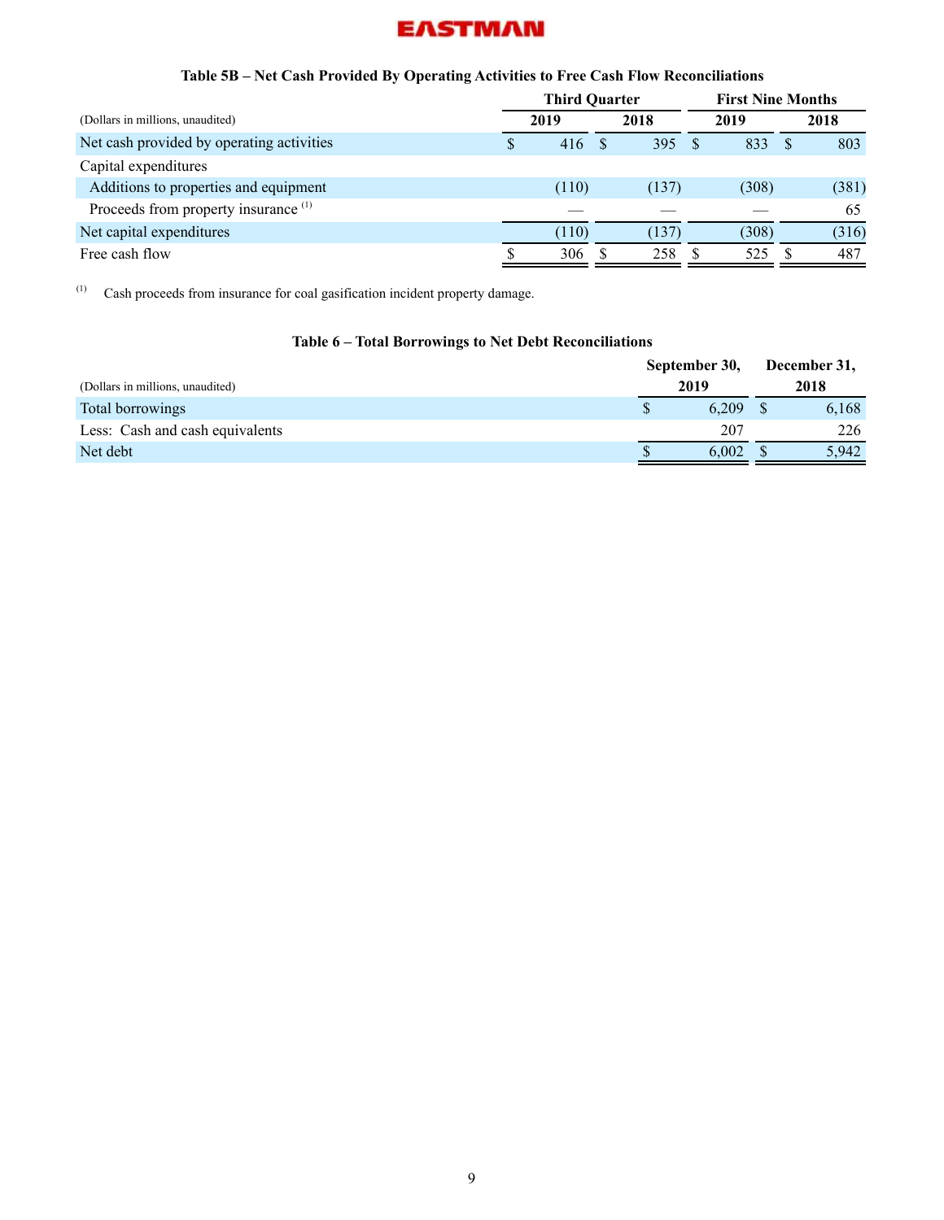EASTMAN

### Table 5B – Net Cash Provided By Operating Activities to Free Cash Flow Reconciliations

| (Dollars in millions, unaudited) | Third Quarter | | First Nine Months | |
|---|---|---|---|---|
| | 2019 | 2018 | 2019 | 2018 |
| Net cash provided by operating activities | $ 416 | $ 395 | $ 833 | $ 803 |
| Capital expenditures | | | | |
| Additions to properties and equipment | (110) | (137) | (308) | (381) |
| Proceeds from property insurance [(1)] | — | — | — | 65 |
| Net capital expenditures | (110) | (137) | (308) | (316) |
| Free cash flow | $ 306 | $ 258 | $ 525 | $ 487 |

(1) Cash proceeds from insurance for coal gasification incident property damage.

### Table 6 – Total Borrowings to Net Debt Reconciliations

| (Dollars in millions, unaudited) | September 30, 2019 | December 31, 2018 |
|---|---|---|
| Total borrowings | $ 6,209 | $ 6,168 |
| Less: Cash and cash equivalents | 207 | 226 |
| Net debt | $ 6,002 | $ 5,942 |